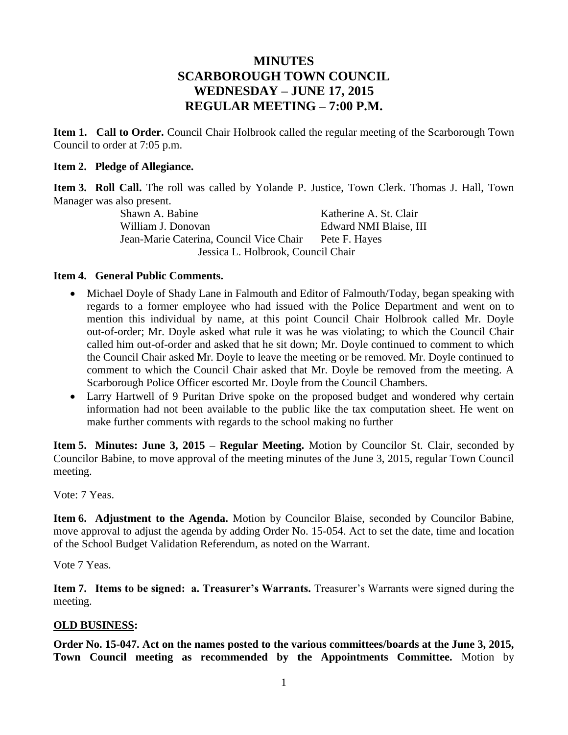# MINUTES
# SCARBOROUGH TOWN COUNCIL
# WEDNESDAY – JUNE 17, 2015
# REGULAR MEETING – 7:00 P.M.

**Item 1. Call to Order.** Council Chair Holbrook called the regular meeting of the Scarborough Town Council to order at 7:05 p.m.

**Item 2. Pledge of Allegiance.**

**Item 3. Roll Call.** The roll was called by Yolande P. Justice, Town Clerk. Thomas J. Hall, Town Manager was also present.

| | |
|---|---|
| Shawn A. Babine | Katherine A. St. Clair |
| William J. Donovan | Edward NMI Blaise, III |
| Jean-Marie Caterina, Council Vice Chair | Pete F. Hayes |

Jessica L. Holbrook, Council Chair

**Item 4. General Public Comments.**

- Michael Doyle of Shady Lane in Falmouth and Editor of Falmouth/Today, began speaking with regards to a former employee who had issued with the Police Department and went on to mention this individual by name, at this point Council Chair Holbrook called Mr. Doyle out-of-order; Mr. Doyle asked what rule it was he was violating; to which the Council Chair called him out-of-order and asked that he sit down; Mr. Doyle continued to comment to which the Council Chair asked Mr. Doyle to leave the meeting or be removed. Mr. Doyle continued to comment to which the Council Chair asked that Mr. Doyle be removed from the meeting. A Scarborough Police Officer escorted Mr. Doyle from the Council Chambers.
- Larry Hartwell of 9 Puritan Drive spoke on the proposed budget and wondered why certain information had not been available to the public like the tax computation sheet. He went on make further comments with regards to the school making no further

**Item 5. Minutes: June 3, 2015 – Regular Meeting.** Motion by Councilor St. Clair, seconded by Councilor Babine, to move approval of the meeting minutes of the June 3, 2015, regular Town Council meeting.

Vote: 7 Yeas.

**Item 6. Adjustment to the Agenda.** Motion by Councilor Blaise, seconded by Councilor Babine, move approval to adjust the agenda by adding Order No. 15-054. Act to set the date, time and location of the School Budget Validation Referendum, as noted on the Warrant.

Vote 7 Yeas.

**Item 7. Items to be signed: a. Treasurer's Warrants.** Treasurer's Warrants were signed during the meeting.

**OLD BUSINESS:**

**Order No. 15-047. Act on the names posted to the various committees/boards at the June 3, 2015, Town Council meeting as recommended by the Appointments Committee.** Motion by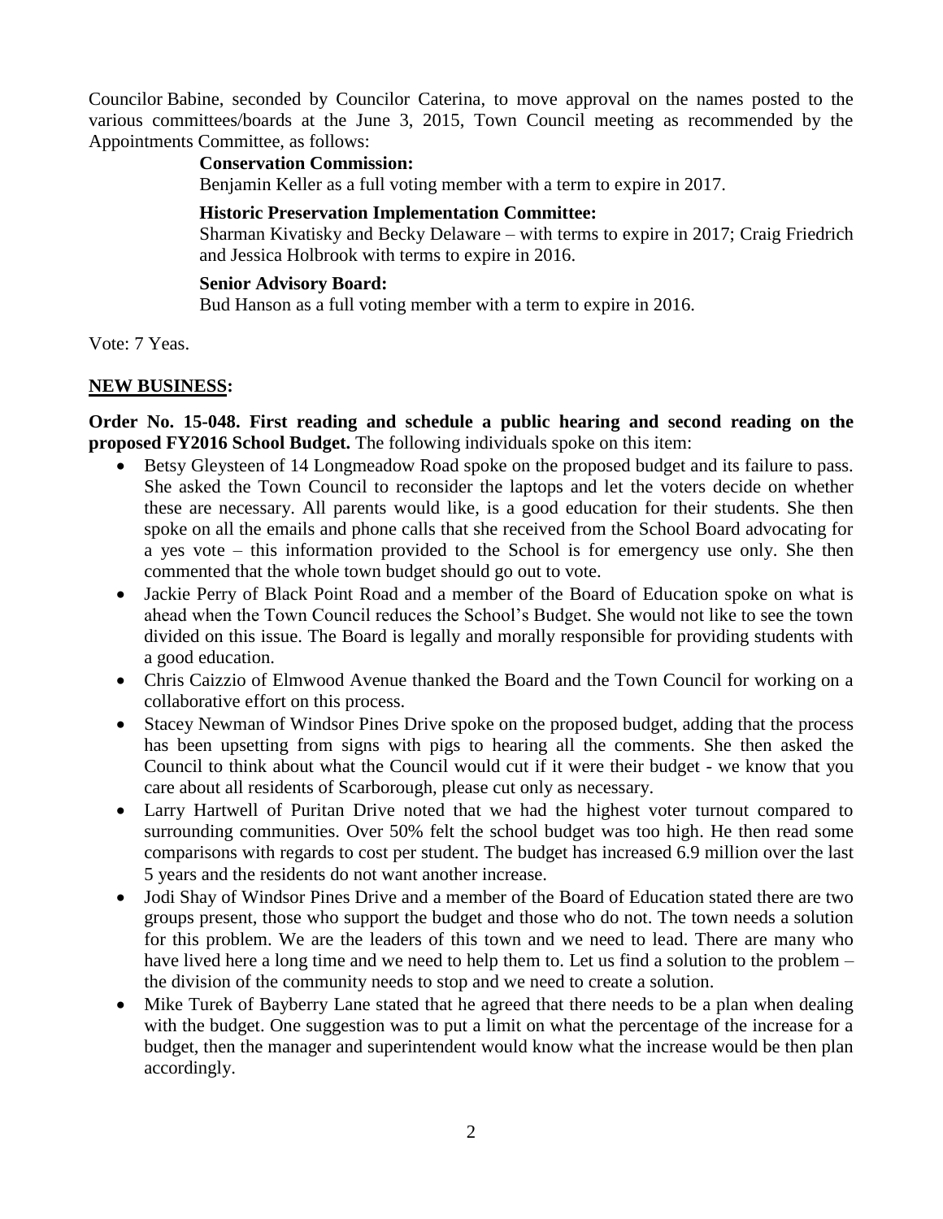Councilor Babine, seconded by Councilor Caterina, to move approval on the names posted to the various committees/boards at the June 3, 2015, Town Council meeting as recommended by the Appointments Committee, as follows:

**Conservation Commission:**
Benjamin Keller as a full voting member with a term to expire in 2017.

**Historic Preservation Implementation Committee:**
Sharman Kivatisky and Becky Delaware – with terms to expire in 2017; Craig Friedrich and Jessica Holbrook with terms to expire in 2016.

**Senior Advisory Board:**
Bud Hanson as a full voting member with a term to expire in 2016.

Vote: 7 Yeas.

**NEW BUSINESS:**

**Order No. 15-048. First reading and schedule a public hearing and second reading on the proposed FY2016 School Budget.** The following individuals spoke on this item:

- Betsy Gleysteen of 14 Longmeadow Road spoke on the proposed budget and its failure to pass. She asked the Town Council to reconsider the laptops and let the voters decide on whether these are necessary. All parents would like, is a good education for their students. She then spoke on all the emails and phone calls that she received from the School Board advocating for a yes vote – this information provided to the School is for emergency use only. She then commented that the whole town budget should go out to vote.
- Jackie Perry of Black Point Road and a member of the Board of Education spoke on what is ahead when the Town Council reduces the School's Budget. She would not like to see the town divided on this issue. The Board is legally and morally responsible for providing students with a good education.
- Chris Caizzio of Elmwood Avenue thanked the Board and the Town Council for working on a collaborative effort on this process.
- Stacey Newman of Windsor Pines Drive spoke on the proposed budget, adding that the process has been upsetting from signs with pigs to hearing all the comments. She then asked the Council to think about what the Council would cut if it were their budget - we know that you care about all residents of Scarborough, please cut only as necessary.
- Larry Hartwell of Puritan Drive noted that we had the highest voter turnout compared to surrounding communities. Over 50% felt the school budget was too high. He then read some comparisons with regards to cost per student. The budget has increased 6.9 million over the last 5 years and the residents do not want another increase.
- Jodi Shay of Windsor Pines Drive and a member of the Board of Education stated there are two groups present, those who support the budget and those who do not. The town needs a solution for this problem. We are the leaders of this town and we need to lead. There are many who have lived here a long time and we need to help them to. Let us find a solution to the problem – the division of the community needs to stop and we need to create a solution.
- Mike Turek of Bayberry Lane stated that he agreed that there needs to be a plan when dealing with the budget. One suggestion was to put a limit on what the percentage of the increase for a budget, then the manager and superintendent would know what the increase would be then plan accordingly.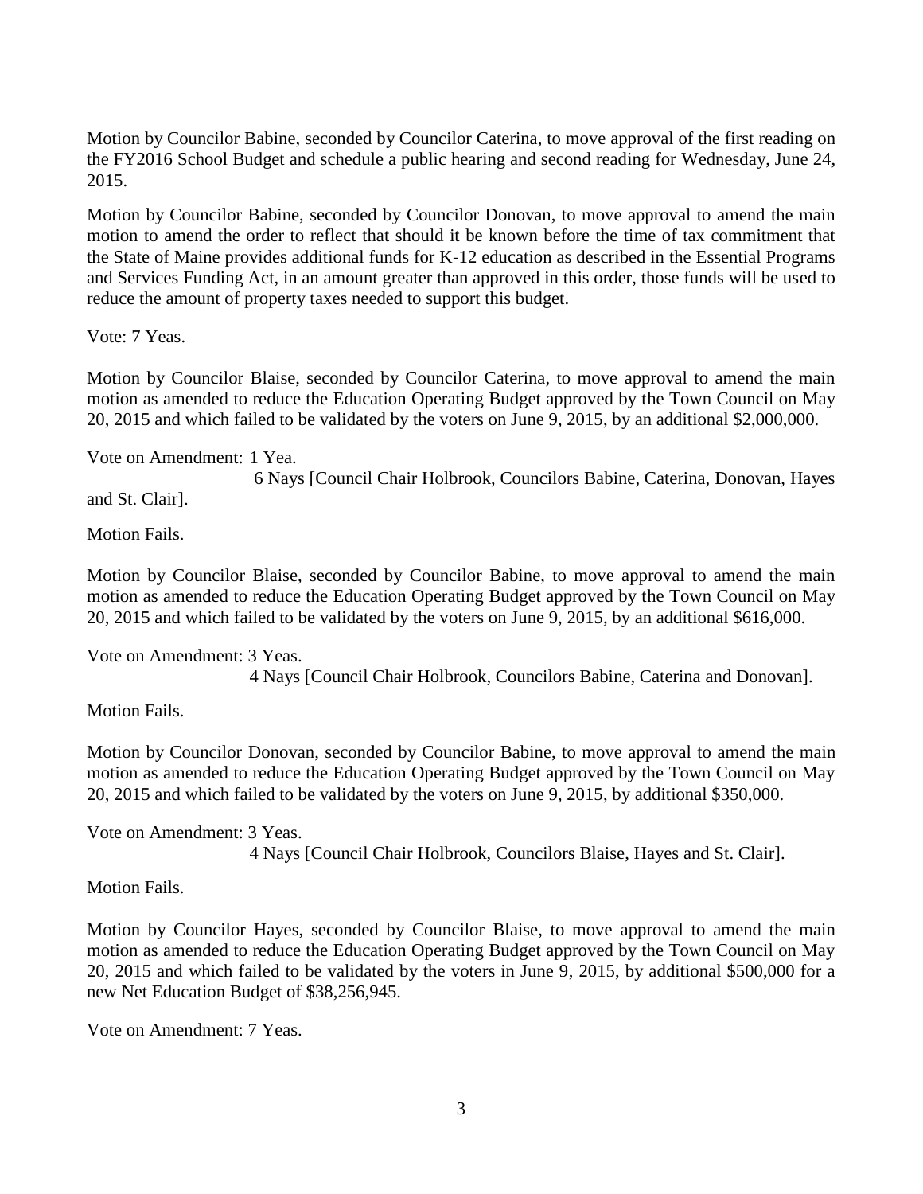Motion by Councilor Babine, seconded by Councilor Caterina, to move approval of the first reading on the FY2016 School Budget and schedule a public hearing and second reading for Wednesday, June 24, 2015.

Motion by Councilor Babine, seconded by Councilor Donovan, to move approval to amend the main motion to amend the order to reflect that should it be known before the time of tax commitment that the State of Maine provides additional funds for K-12 education as described in the Essential Programs and Services Funding Act, in an amount greater than approved in this order, those funds will be used to reduce the amount of property taxes needed to support this budget.

Vote: 7 Yeas.

Motion by Councilor Blaise, seconded by Councilor Caterina, to move approval to amend the main motion as amended to reduce the Education Operating Budget approved by the Town Council on May 20, 2015 and which failed to be validated by the voters on June 9, 2015, by an additional $2,000,000.

Vote on Amendment: 1 Yea.
6 Nays [Council Chair Holbrook, Councilors Babine, Caterina, Donovan, Hayes and St. Clair].

Motion Fails.

Motion by Councilor Blaise, seconded by Councilor Babine, to move approval to amend the main motion as amended to reduce the Education Operating Budget approved by the Town Council on May 20, 2015 and which failed to be validated by the voters on June 9, 2015, by an additional $616,000.

Vote on Amendment: 3 Yeas.
4 Nays [Council Chair Holbrook, Councilors Babine, Caterina and Donovan].

Motion Fails.

Motion by Councilor Donovan, seconded by Councilor Babine, to move approval to amend the main motion as amended to reduce the Education Operating Budget approved by the Town Council on May 20, 2015 and which failed to be validated by the voters on June 9, 2015, by additional $350,000.

Vote on Amendment: 3 Yeas.
4 Nays [Council Chair Holbrook, Councilors Blaise, Hayes and St. Clair].

Motion Fails.

Motion by Councilor Hayes, seconded by Councilor Blaise, to move approval to amend the main motion as amended to reduce the Education Operating Budget approved by the Town Council on May 20, 2015 and which failed to be validated by the voters in June 9, 2015, by additional $500,000 for a new Net Education Budget of $38,256,945.

Vote on Amendment: 7 Yeas.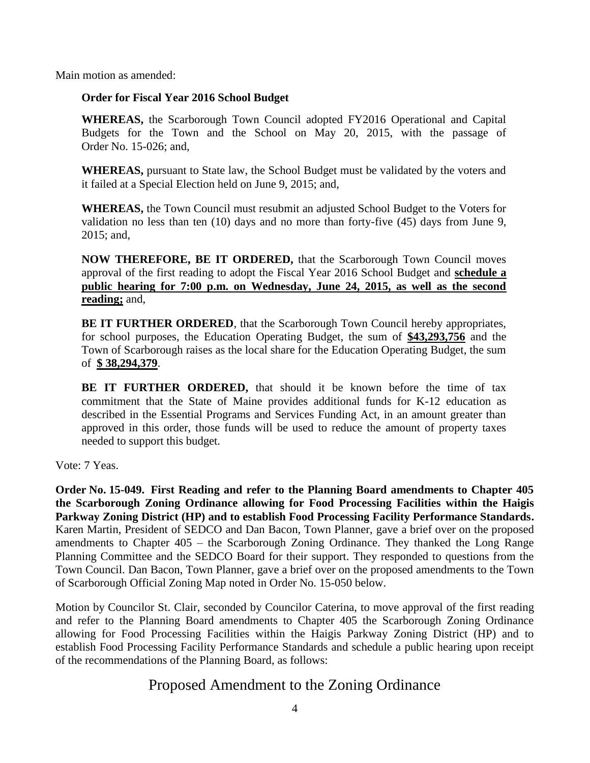Main motion as amended:

> **Order for Fiscal Year 2016 School Budget**
>
> **WHEREAS,** the Scarborough Town Council adopted FY2016 Operational and Capital Budgets for the Town and the School on May 20, 2015, with the passage of Order No. 15-026; and,
>
> **WHEREAS,** pursuant to State law, the School Budget must be validated by the voters and it failed at a Special Election held on June 9, 2015; and,
>
> **WHEREAS,** the Town Council must resubmit an adjusted School Budget to the Voters for validation no less than ten (10) days and no more than forty-five (45) days from June 9, 2015; and,
>
> **NOW THEREFORE, BE IT ORDERED,** that the Scarborough Town Council moves approval of the first reading to adopt the Fiscal Year 2016 School Budget and **schedule a public hearing for 7:00 p.m. on Wednesday, June 24, 2015, as well as the second reading;** and,
>
> **BE IT FURTHER ORDERED**, that the Scarborough Town Council hereby appropriates, for school purposes, the Education Operating Budget, the sum of **$43,293,756** and the Town of Scarborough raises as the local share for the Education Operating Budget, the sum of **$ 38,294,379**.
>
> **BE IT FURTHER ORDERED,** that should it be known before the time of tax commitment that the State of Maine provides additional funds for K-12 education as described in the Essential Programs and Services Funding Act, in an amount greater than approved in this order, those funds will be used to reduce the amount of property taxes needed to support this budget.

Vote: 7 Yeas.

**Order No. 15-049. First Reading and refer to the Planning Board amendments to Chapter 405 the Scarborough Zoning Ordinance allowing for Food Processing Facilities within the Haigis Parkway Zoning District (HP) and to establish Food Processing Facility Performance Standards.** Karen Martin, President of SEDCO and Dan Bacon, Town Planner, gave a brief over on the proposed amendments to Chapter 405 – the Scarborough Zoning Ordinance. They thanked the Long Range Planning Committee and the SEDCO Board for their support. They responded to questions from the Town Council. Dan Bacon, Town Planner, gave a brief over on the proposed amendments to the Town of Scarborough Official Zoning Map noted in Order No. 15-050 below.

Motion by Councilor St. Clair, seconded by Councilor Caterina, to move approval of the first reading and refer to the Planning Board amendments to Chapter 405 the Scarborough Zoning Ordinance allowing for Food Processing Facilities within the Haigis Parkway Zoning District (HP) and to establish Food Processing Facility Performance Standards and schedule a public hearing upon receipt of the recommendations of the Planning Board, as follows:

## Proposed Amendment to the Zoning Ordinance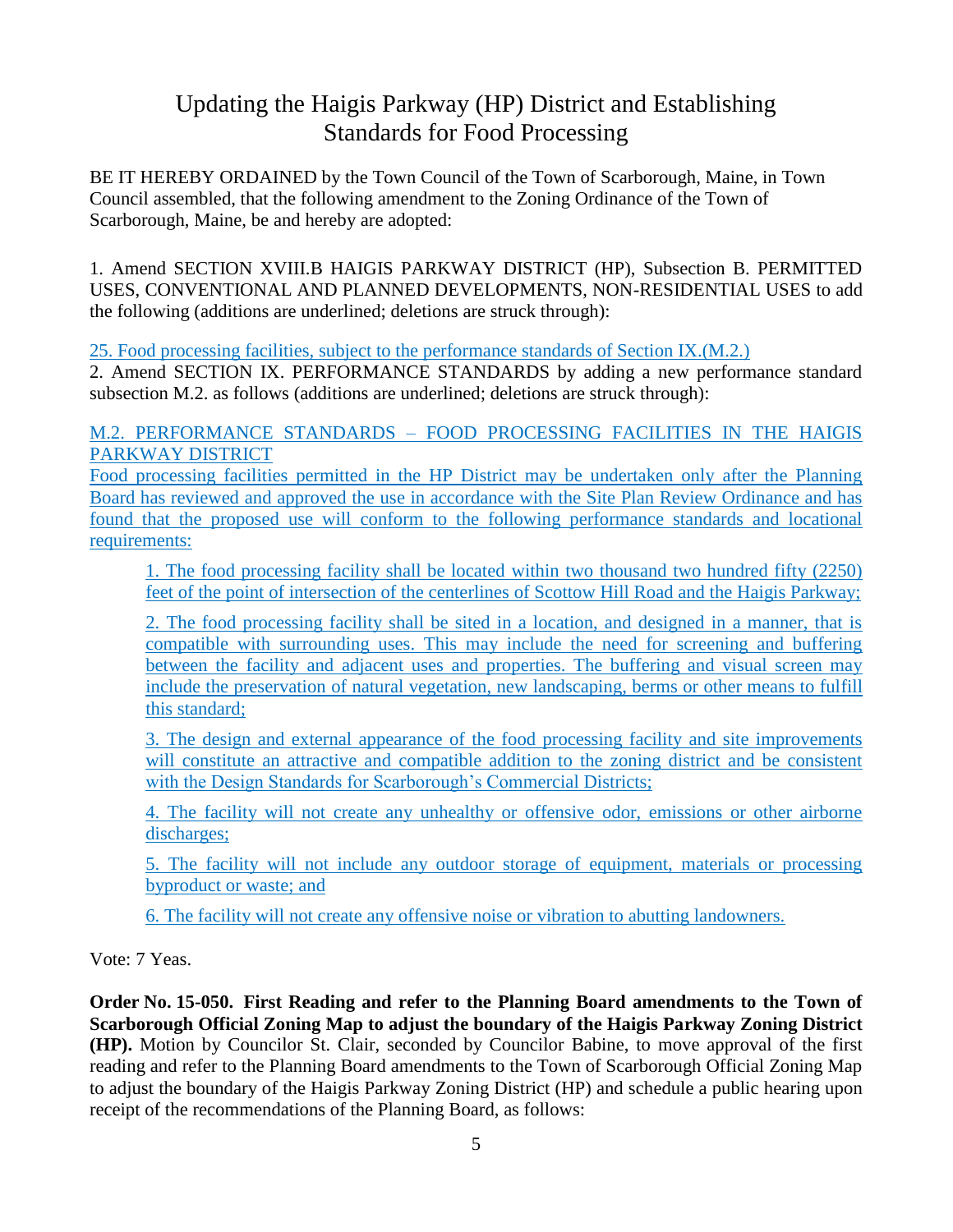# Updating the Haigis Parkway (HP) District and Establishing Standards for Food Processing

BE IT HEREBY ORDAINED by the Town Council of the Town of Scarborough, Maine, in Town Council assembled, that the following amendment to the Zoning Ordinance of the Town of Scarborough, Maine, be and hereby are adopted:

1. Amend SECTION XVIII.B HAIGIS PARKWAY DISTRICT (HP), Subsection B. PERMITTED USES, CONVENTIONAL AND PLANNED DEVELOPMENTS, NON-RESIDENTIAL USES to add the following (additions are underlined; deletions are struck through):

<u>25. Food processing facilities, subject to the performance standards of Section IX.(M.2.)</u>

2. Amend SECTION IX. PERFORMANCE STANDARDS by adding a new performance standard subsection M.2. as follows (additions are underlined; deletions are struck through):

<u>M.2. PERFORMANCE STANDARDS – FOOD PROCESSING FACILITIES IN THE HAIGIS PARKWAY DISTRICT</u>

<u>Food processing facilities permitted in the HP District may be undertaken only after the Planning Board has reviewed and approved the use in accordance with the Site Plan Review Ordinance and has found that the proposed use will conform to the following performance standards and locational requirements:</u>

> <u>1. The food processing facility shall be located within two thousand two hundred fifty (2250) feet of the point of intersection of the centerlines of Scottow Hill Road and the Haigis Parkway;</u>
>
> <u>2. The food processing facility shall be sited in a location, and designed in a manner, that is compatible with surrounding uses. This may include the need for screening and buffering between the facility and adjacent uses and properties. The buffering and visual screen may include the preservation of natural vegetation, new landscaping, berms or other means to fulfill this standard;</u>
>
> <u>3. The design and external appearance of the food processing facility and site improvements will constitute an attractive and compatible addition to the zoning district and be consistent with the Design Standards for Scarborough's Commercial Districts;</u>
>
> <u>4. The facility will not create any unhealthy or offensive odor, emissions or other airborne discharges;</u>
>
> <u>5. The facility will not include any outdoor storage of equipment, materials or processing byproduct or waste; and</u>
>
> <u>6. The facility will not create any offensive noise or vibration to abutting landowners.</u>

Vote: 7 Yeas.

**Order No. 15-050. First Reading and refer to the Planning Board amendments to the Town of Scarborough Official Zoning Map to adjust the boundary of the Haigis Parkway Zoning District (HP).** Motion by Councilor St. Clair, seconded by Councilor Babine, to move approval of the first reading and refer to the Planning Board amendments to the Town of Scarborough Official Zoning Map to adjust the boundary of the Haigis Parkway Zoning District (HP) and schedule a public hearing upon receipt of the recommendations of the Planning Board, as follows: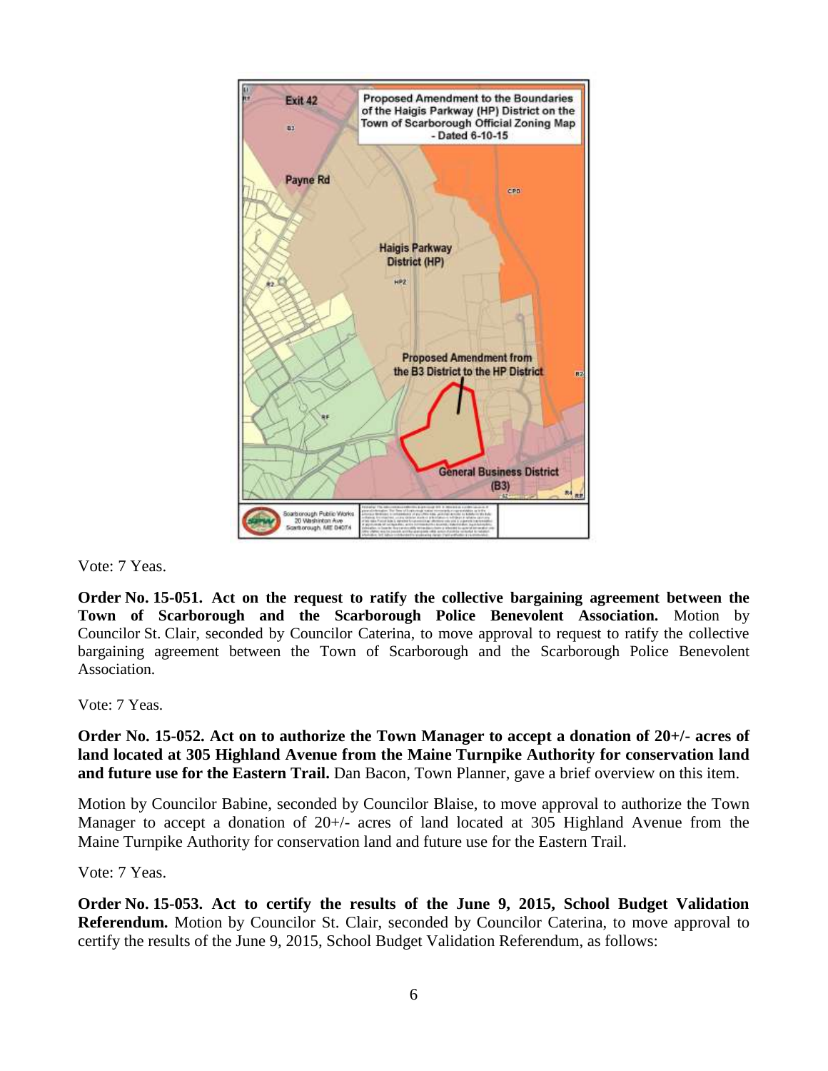Vote: 7 Yeas.

**Order No. 15-051. Act on the request to ratify the collective bargaining agreement between the Town of Scarborough and the Scarborough Police Benevolent Association.** Motion by Councilor St. Clair, seconded by Councilor Caterina, to move approval to request to ratify the collective bargaining agreement between the Town of Scarborough and the Scarborough Police Benevolent Association.

Vote: 7 Yeas.

**Order No. 15-052. Act on to authorize the Town Manager to accept a donation of 20+/- acres of land located at 305 Highland Avenue from the Maine Turnpike Authority for conservation land and future use for the Eastern Trail.** Dan Bacon, Town Planner, gave a brief overview on this item.

Motion by Councilor Babine, seconded by Councilor Blaise, to move approval to authorize the Town Manager to accept a donation of 20+/- acres of land located at 305 Highland Avenue from the Maine Turnpike Authority for conservation land and future use for the Eastern Trail.

Vote: 7 Yeas.

**Order No. 15-053. Act to certify the results of the June 9, 2015, School Budget Validation Referendum.** Motion by Councilor St. Clair, seconded by Councilor Caterina, to move approval to certify the results of the June 9, 2015, School Budget Validation Referendum, as follows: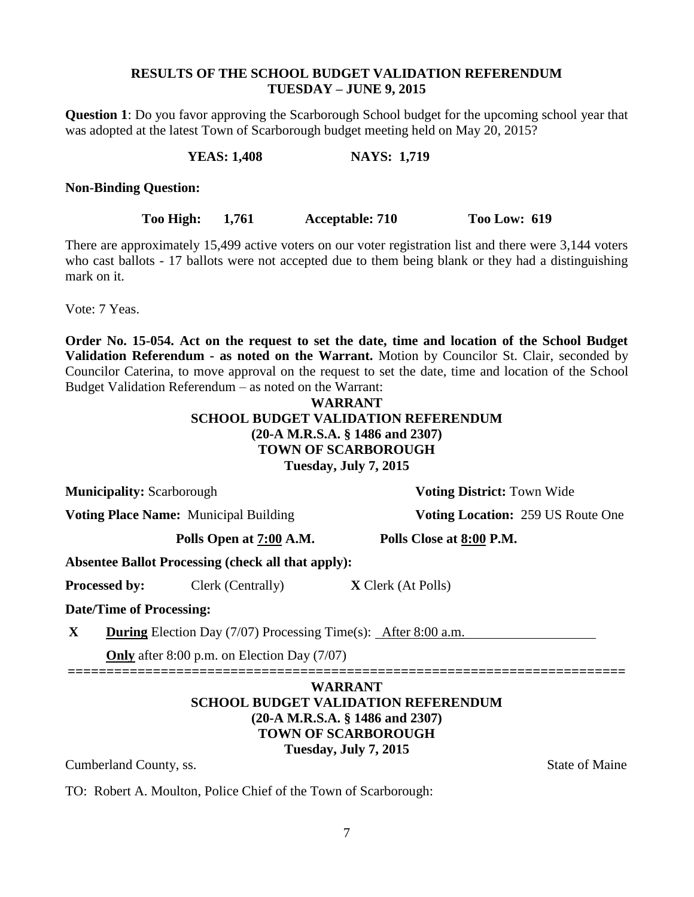**RESULTS OF THE SCHOOL BUDGET VALIDATION REFERENDUM**
**TUESDAY – JUNE 9, 2015**

**Question 1**: Do you favor approving the Scarborough School budget for the upcoming school year that was adopted at the latest Town of Scarborough budget meeting held on May 20, 2015?

**YEAS: 1,408** **NAYS: 1,719**

**Non-Binding Question:**

**Too High: 1,761** **Acceptable: 710** **Too Low: 619**

There are approximately 15,499 active voters on our voter registration list and there were 3,144 voters who cast ballots - 17 ballots were not accepted due to them being blank or they had a distinguishing mark on it.

Vote: 7 Yeas.

**Order No. 15-054. Act on the request to set the date, time and location of the School Budget Validation Referendum - as noted on the Warrant.** Motion by Councilor St. Clair, seconded by Councilor Caterina, to move approval on the request to set the date, time and location of the School Budget Validation Referendum – as noted on the Warrant:

**WARRANT**
**SCHOOL BUDGET VALIDATION REFERENDUM**
**(20-A M.R.S.A. § 1486 and 2307)**
**TOWN OF SCARBOROUGH**
**Tuesday, July 7, 2015**

**Municipality:** Scarborough **Voting District:** Town Wide

**Voting Place Name:** Municipal Building **Voting Location:** 259 US Route One

**Polls Open at <u>7:00</u> A.M.** **Polls Close at <u>8:00</u> P.M.**

**Absentee Ballot Processing (check all that apply):**

**Processed by:** Clerk (Centrally) **X** Clerk (At Polls)

**Date/Time of Processing:**

**X** **<u>During</u>** Election Day (7/07) Processing Time(s): <u>After 8:00 a.m.</u>

**<u>Only</u>** after 8:00 p.m. on Election Day (7/07)

========================================================================

**WARRANT**
**SCHOOL BUDGET VALIDATION REFERENDUM**
**(20-A M.R.S.A. § 1486 and 2307)**
**TOWN OF SCARBOROUGH**
**Tuesday, July 7, 2015**

Cumberland County, ss. State of Maine

TO: Robert A. Moulton, Police Chief of the Town of Scarborough: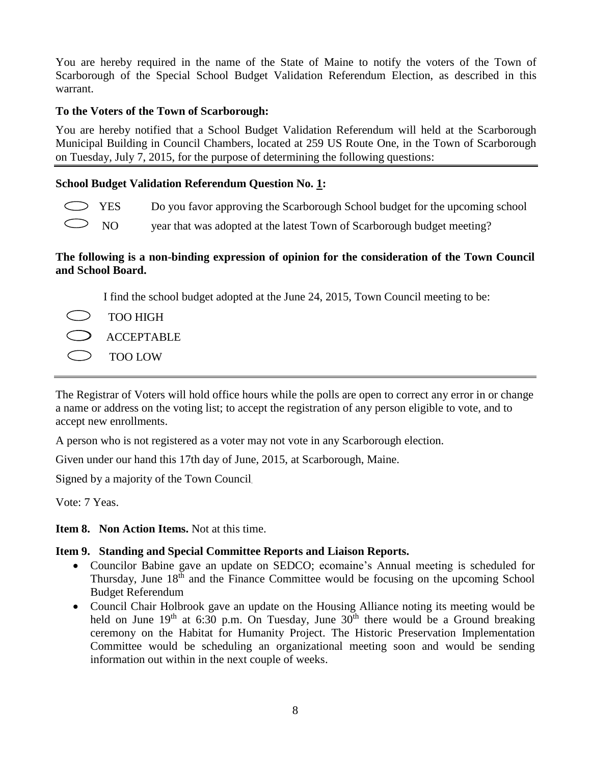You are hereby required in the name of the State of Maine to notify the voters of the Town of Scarborough of the Special School Budget Validation Referendum Election, as described in this warrant.

**To the Voters of the Town of Scarborough:**

You are hereby notified that a School Budget Validation Referendum will held at the Scarborough Municipal Building in Council Chambers, located at 259 US Route One, in the Town of Scarborough on Tuesday, July 7, 2015, for the purpose of determining the following questions:

---

**School Budget Validation Referendum Question No. 1:**

◯ YES ◯ NO Do you favor approving the Scarborough School budget for the upcoming school year that was adopted at the latest Town of Scarborough budget meeting?

**The following is a non-binding expression of opinion for the consideration of the Town Council and School Board.**

I find the school budget adopted at the June 24, 2015, Town Council meeting to be:

◯ TOO HIGH

◯ ACCEPTABLE

◯ TOO LOW

---

The Registrar of Voters will hold office hours while the polls are open to correct any error in or change a name or address on the voting list; to accept the registration of any person eligible to vote, and to accept new enrollments.

A person who is not registered as a voter may not vote in any Scarborough election.

Given under our hand this 17th day of June, 2015, at Scarborough, Maine.

Signed by a majority of the Town Council.

Vote: 7 Yeas.

**Item 8. Non Action Items.** Not at this time.

**Item 9. Standing and Special Committee Reports and Liaison Reports.**

- Councilor Babine gave an update on SEDCO; ecomaine's Annual meeting is scheduled for Thursday, June 18th and the Finance Committee would be focusing on the upcoming School Budget Referendum
- Council Chair Holbrook gave an update on the Housing Alliance noting its meeting would be held on June 19th at 6:30 p.m. On Tuesday, June 30th there would be a Ground breaking ceremony on the Habitat for Humanity Project. The Historic Preservation Implementation Committee would be scheduling an organizational meeting soon and would be sending information out within in the next couple of weeks.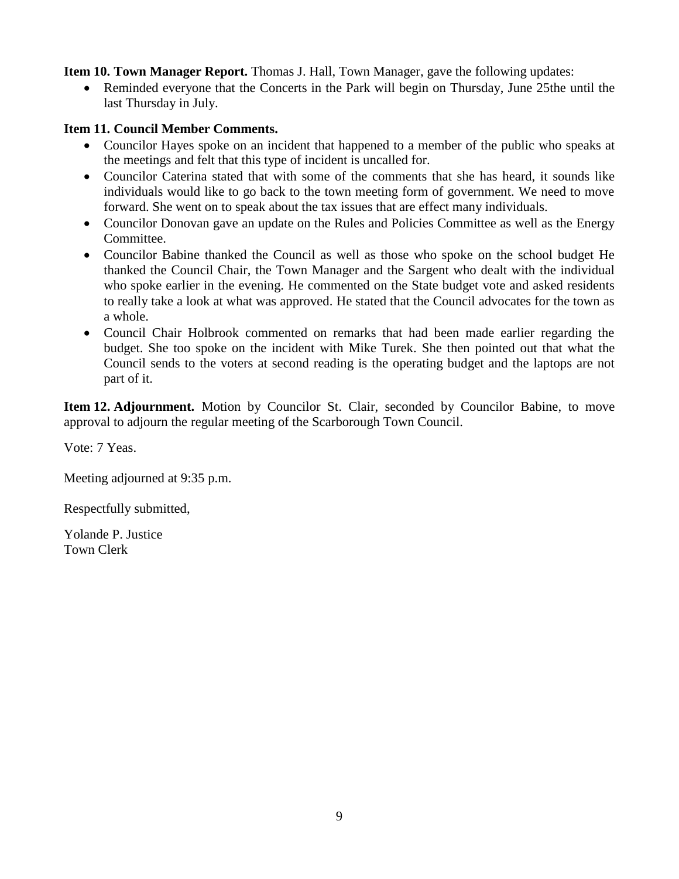**Item 10. Town Manager Report.** Thomas J. Hall, Town Manager, gave the following updates:

- Reminded everyone that the Concerts in the Park will begin on Thursday, June 25the until the last Thursday in July.

**Item 11. Council Member Comments.**

- Councilor Hayes spoke on an incident that happened to a member of the public who speaks at the meetings and felt that this type of incident is uncalled for.
- Councilor Caterina stated that with some of the comments that she has heard, it sounds like individuals would like to go back to the town meeting form of government. We need to move forward. She went on to speak about the tax issues that are effect many individuals.
- Councilor Donovan gave an update on the Rules and Policies Committee as well as the Energy Committee.
- Councilor Babine thanked the Council as well as those who spoke on the school budget He thanked the Council Chair, the Town Manager and the Sargent who dealt with the individual who spoke earlier in the evening. He commented on the State budget vote and asked residents to really take a look at what was approved. He stated that the Council advocates for the town as a whole.
- Council Chair Holbrook commented on remarks that had been made earlier regarding the budget. She too spoke on the incident with Mike Turek. She then pointed out that what the Council sends to the voters at second reading is the operating budget and the laptops are not part of it.

**Item 12. Adjournment.** Motion by Councilor St. Clair, seconded by Councilor Babine, to move approval to adjourn the regular meeting of the Scarborough Town Council.

Vote: 7 Yeas.

Meeting adjourned at 9:35 p.m.

Respectfully submitted,

Yolande P. Justice
Town Clerk